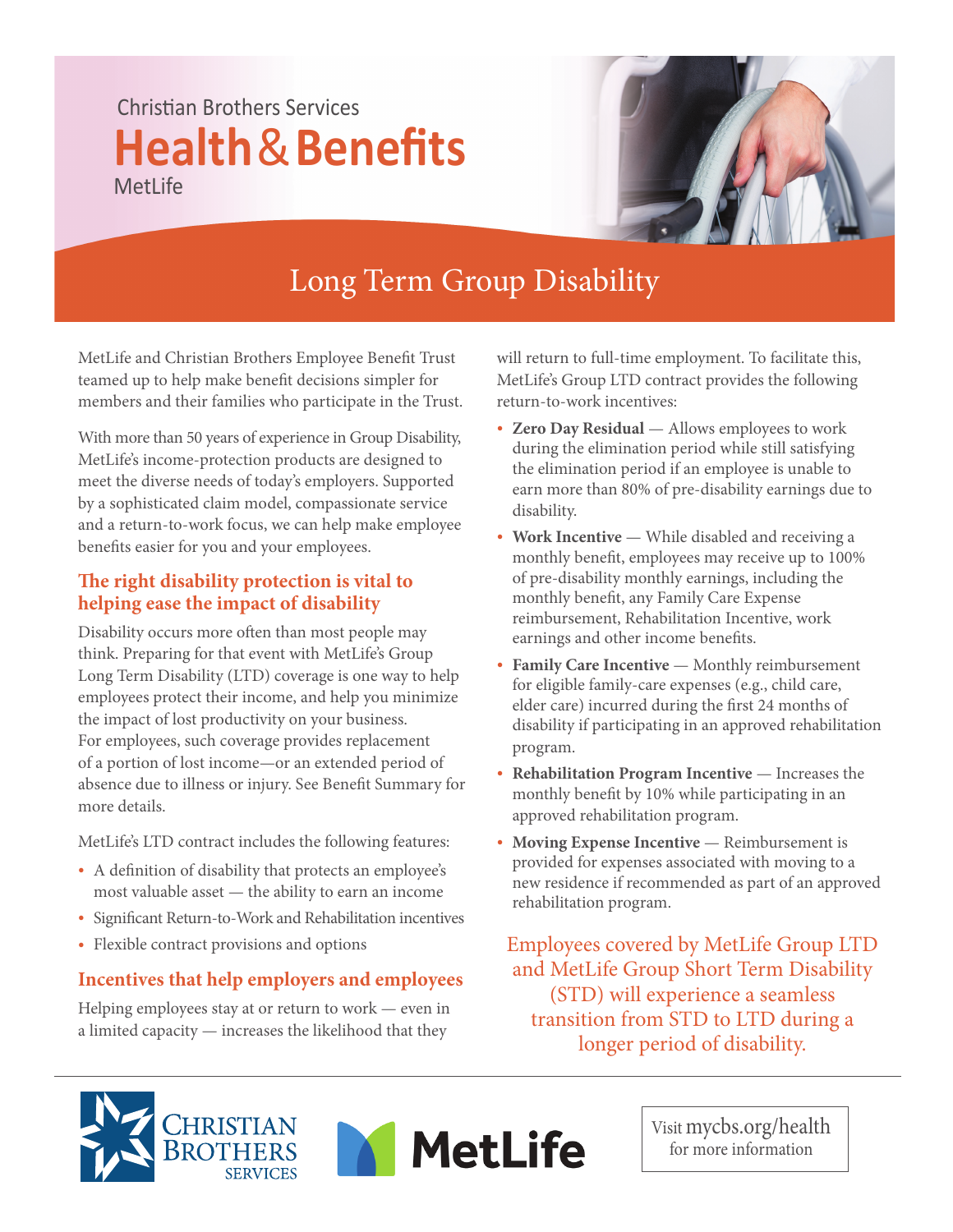Christian Brothers Services

# Health & Benefits

MetLife

## Long Term Group Disability

MetLife and Christian Brothers Employee Benefit Trust teamed up to help make benefit decisions simpler for members and their families who participate in the Trust.

With more than 50 years of experience in Group Disability, MetLife's income-protection products are designed to meet the diverse needs of today's employers. Supported by a sophisticated claim model, compassionate service and a return-to-work focus, we can help make employee benefits easier for you and your employees.

### The right disability protection is vital to helping ease the impact of disability

Disability occurs more often than most people may think. Preparing for that event with MetLife's Group Long Term Disability (LTD) coverage is one way to help employees protect their income, and help you minimize the impact of lost productivity on your business. For employees, such coverage provides replacement of a portion of lost income—or an extended period of absence due to illness or injury. See Benefit Summary for more details.

MetLife's LTD contract includes the following features:

- A definition of disability that protects an employee's most valuable asset — the ability to earn an income
- Significant Return-to-Work and Rehabilitation incentives
- Flexible contract provisions and options

### Incentives that help employers and employees

Helping employees stay at or return to work — even in a limited capacity — increases the likelihood that they will return to full-time employment. To facilitate this, MetLife's Group LTD contract provides the following return-to-work incentives:

- **Zero Day Residual** — Allows employees to work during the elimination period while still satisfying the elimination period if an employee is unable to earn more than 80% of pre-disability earnings due to disability.
- **Work Incentive** — While disabled and receiving a monthly benefit, employees may receive up to 100% of pre-disability monthly earnings, including the monthly benefit, any Family Care Expense reimbursement, Rehabilitation Incentive, work earnings and other income benefits.
- **Family Care Incentive** — Monthly reimbursement for eligible family-care expenses (e.g., child care, elder care) incurred during the first 24 months of disability if participating in an approved rehabilitation program.
- **Rehabilitation Program Incentive** — Increases the monthly benefit by 10% while participating in an approved rehabilitation program.
- **Moving Expense Incentive** — Reimbursement is provided for expenses associated with moving to a new residence if recommended as part of an approved rehabilitation program.

Employees covered by MetLife Group LTD and MetLife Group Short Term Disability (STD) will experience a seamless transition from STD to LTD during a longer period of disability.

Christian Brothers Services

MetLife

Visit mycbs.org/health for more information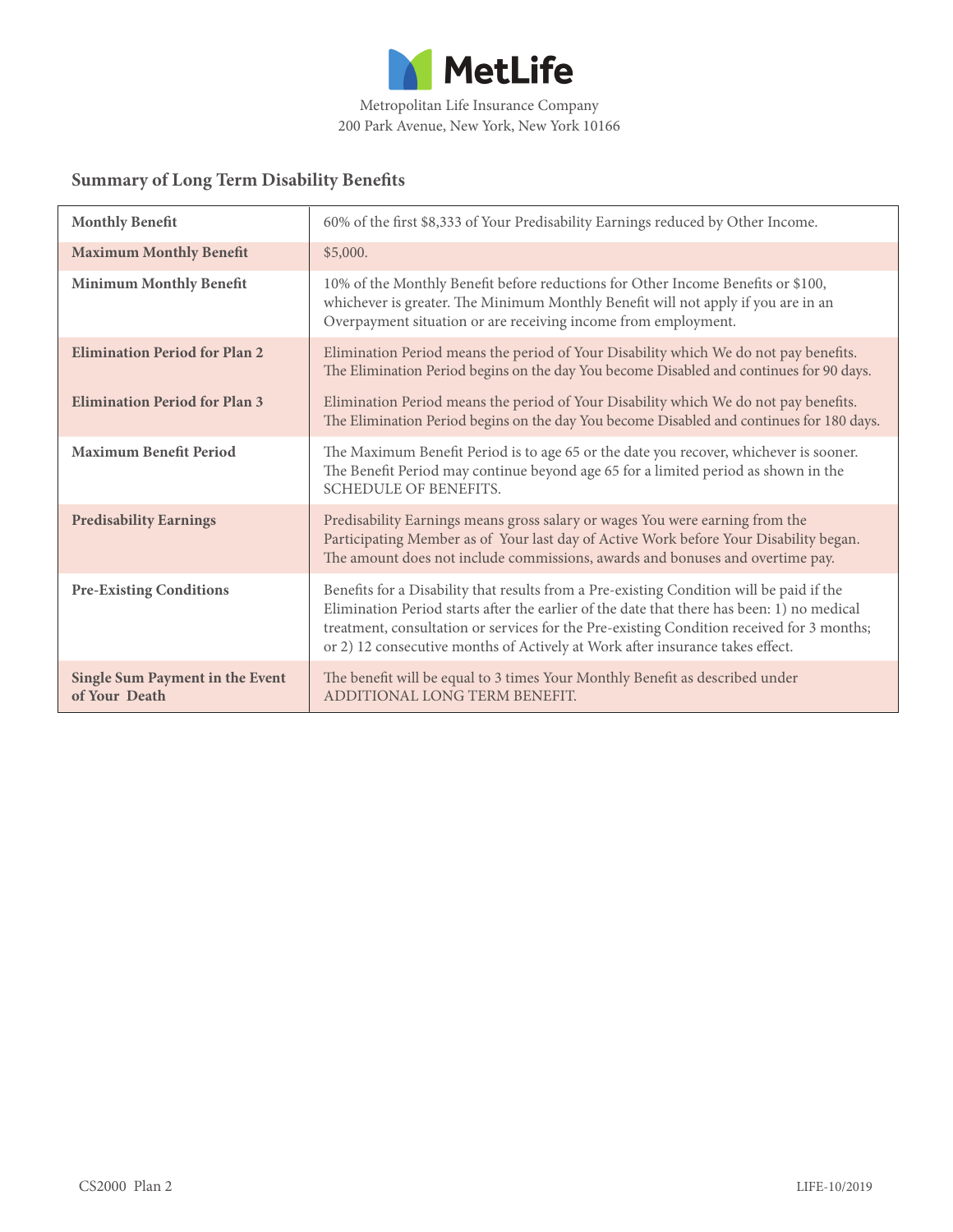MetLife

Metropolitan Life Insurance Company
200 Park Avenue, New York, New York 10166

## Summary of Long Term Disability Benefits

| | |
|---|---|
| **Monthly Benefit** | 60% of the first $8,333 of Your Predisability Earnings reduced by Other Income. |
| **Maximum Monthly Benefit** | $5,000. |
| **Minimum Monthly Benefit** | 10% of the Monthly Benefit before reductions for Other Income Benefits or $100, whichever is greater. The Minimum Monthly Benefit will not apply if you are in an Overpayment situation or are receiving income from employment. |
| **Elimination Period for Plan 2** | Elimination Period means the period of Your Disability which We do not pay benefits. The Elimination Period begins on the day You become Disabled and continues for 90 days. |
| **Elimination Period for Plan 3** | Elimination Period means the period of Your Disability which We do not pay benefits. The Elimination Period begins on the day You become Disabled and continues for 180 days. |
| **Maximum Benefit Period** | The Maximum Benefit Period is to age 65 or the date you recover, whichever is sooner. The Benefit Period may continue beyond age 65 for a limited period as shown in the SCHEDULE OF BENEFITS. |
| **Predisability Earnings** | Predisability Earnings means gross salary or wages You were earning from the Participating Member as of Your last day of Active Work before Your Disability began. The amount does not include commissions, awards and bonuses and overtime pay. |
| **Pre-Existing Conditions** | Benefits for a Disability that results from a Pre-existing Condition will be paid if the Elimination Period starts after the earlier of the date that there has been: 1) no medical treatment, consultation or services for the Pre-existing Condition received for 3 months; or 2) 12 consecutive months of Actively at Work after insurance takes effect. |
| **Single Sum Payment in the Event of Your Death** | The benefit will be equal to 3 times Your Monthly Benefit as described under ADDITIONAL LONG TERM BENEFIT. |

CS2000 Plan 2

LIFE-10/2019